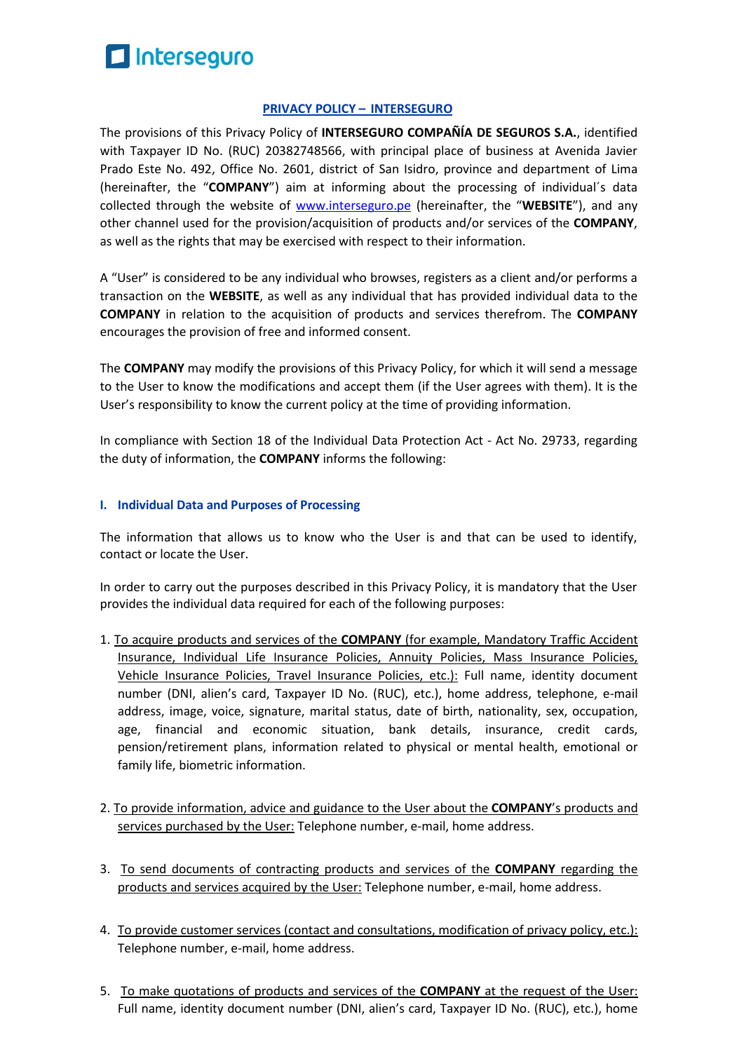# PRIVACY POLICY – INTERSEGURO

The provisions of this Privacy Policy of **INTERSEGURO COMPAÑÍA DE SEGUROS S.A.**, identified with Taxpayer ID No. (RUC) 20382748566, with principal place of business at Avenida Javier Prado Este No. 492, Office No. 2601, district of San Isidro, province and department of Lima (hereinafter, the "**COMPANY**") aim at informing about the processing of individual´s data collected through the website of www.interseguro.pe (hereinafter, the "**WEBSITE**"), and any other channel used for the provision/acquisition of products and/or services of the **COMPANY**, as well as the rights that may be exercised with respect to their information.

A "User" is considered to be any individual who browses, registers as a client and/or performs a transaction on the **WEBSITE**, as well as any individual that has provided individual data to the **COMPANY** in relation to the acquisition of products and services therefrom. The **COMPANY** encourages the provision of free and informed consent.

The **COMPANY** may modify the provisions of this Privacy Policy, for which it will send a message to the User to know the modifications and accept them (if the User agrees with them). It is the User's responsibility to know the current policy at the time of providing information.

In compliance with Section 18 of the Individual Data Protection Act - Act No. 29733, regarding the duty of information, the **COMPANY** informs the following:

## I. Individual Data and Purposes of Processing

The information that allows us to know who the User is and that can be used to identify, contact or locate the User.

In order to carry out the purposes described in this Privacy Policy, it is mandatory that the User provides the individual data required for each of the following purposes:

1. To acquire products and services of the **COMPANY** (for example, Mandatory Traffic Accident Insurance, Individual Life Insurance Policies, Annuity Policies, Mass Insurance Policies, Vehicle Insurance Policies, Travel Insurance Policies, etc.): Full name, identity document number (DNI, alien's card, Taxpayer ID No. (RUC), etc.), home address, telephone, e-mail address, image, voice, signature, marital status, date of birth, nationality, sex, occupation, age, financial and economic situation, bank details, insurance, credit cards, pension/retirement plans, information related to physical or mental health, emotional or family life, biometric information.

2. To provide information, advice and guidance to the User about the **COMPANY**'s products and services purchased by the User: Telephone number, e-mail, home address.

3. To send documents of contracting products and services of the **COMPANY** regarding the products and services acquired by the User: Telephone number, e-mail, home address.

4. To provide customer services (contact and consultations, modification of privacy policy, etc.): Telephone number, e-mail, home address.

5. To make quotations of products and services of the **COMPANY** at the request of the User: Full name, identity document number (DNI, alien's card, Taxpayer ID No. (RUC), etc.), home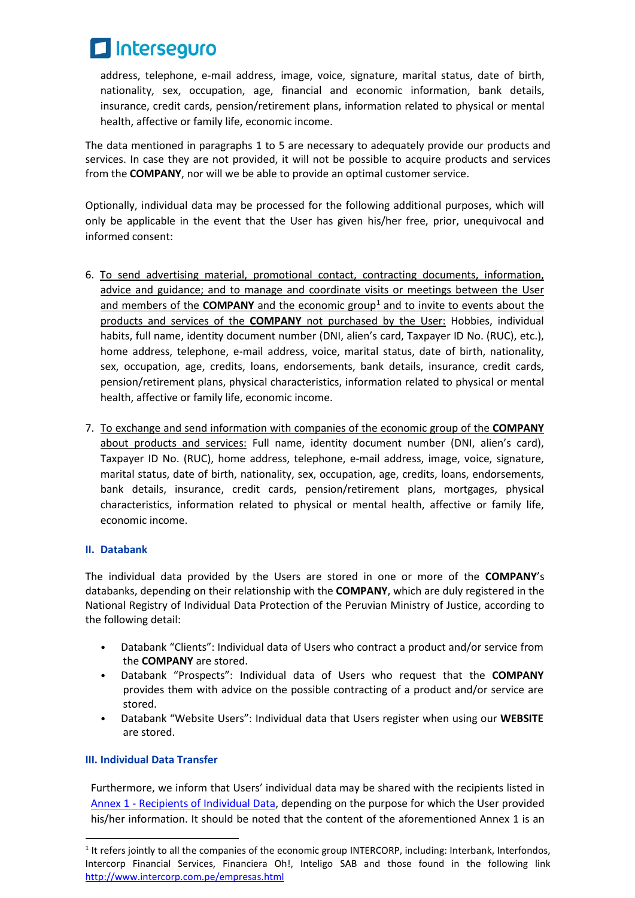address, telephone, e-mail address, image, voice, signature, marital status, date of birth, nationality, sex, occupation, age, financial and economic information, bank details, insurance, credit cards, pension/retirement plans, information related to physical or mental health, affective or family life, economic income.

The data mentioned in paragraphs 1 to 5 are necessary to adequately provide our products and services. In case they are not provided, it will not be possible to acquire products and services from the **COMPANY**, nor will we be able to provide an optimal customer service.

Optionally, individual data may be processed for the following additional purposes, which will only be applicable in the event that the User has given his/her free, prior, unequivocal and informed consent:

6. <u>To send advertising material, promotional contact, contracting documents, information, advice and guidance; and to manage and coordinate visits or meetings between the User and members of the **COMPANY** and the economic group[1] and to invite to events about the products and services of the **COMPANY** not purchased by the User:</u> Hobbies, individual habits, full name, identity document number (DNI, alien's card, Taxpayer ID No. (RUC), etc.), home address, telephone, e-mail address, voice, marital status, date of birth, nationality, sex, occupation, age, credits, loans, endorsements, bank details, insurance, credit cards, pension/retirement plans, physical characteristics, information related to physical or mental health, affective or family life, economic income.

7. <u>To exchange and send information with companies of the economic group of the **COMPANY** about products and services:</u> Full name, identity document number (DNI, alien's card), Taxpayer ID No. (RUC), home address, telephone, e-mail address, image, voice, signature, marital status, date of birth, nationality, sex, occupation, age, credits, loans, endorsements, bank details, insurance, credit cards, pension/retirement plans, mortgages, physical characteristics, information related to physical or mental health, affective or family life, economic income.

## II. Databank

The individual data provided by the Users are stored in one or more of the **COMPANY**'s databanks, depending on their relationship with the **COMPANY**, which are duly registered in the National Registry of Individual Data Protection of the Peruvian Ministry of Justice, according to the following detail:

- Databank "Clients": Individual data of Users who contract a product and/or service from the **COMPANY** are stored.
- Databank "Prospects": Individual data of Users who request that the **COMPANY** provides them with advice on the possible contracting of a product and/or service are stored.
- Databank "Website Users": Individual data that Users register when using our **WEBSITE** are stored.

## III. Individual Data Transfer

Furthermore, we inform that Users' individual data may be shared with the recipients listed in Annex 1 - Recipients of Individual Data, depending on the purpose for which the User provided his/her information. It should be noted that the content of the aforementioned Annex 1 is an

[1] It refers jointly to all the companies of the economic group INTERCORP, including: Interbank, Interfondos, Intercorp Financial Services, Financiera Oh!, Inteligo SAB and those found in the following link http://www.intercorp.com.pe/empresas.html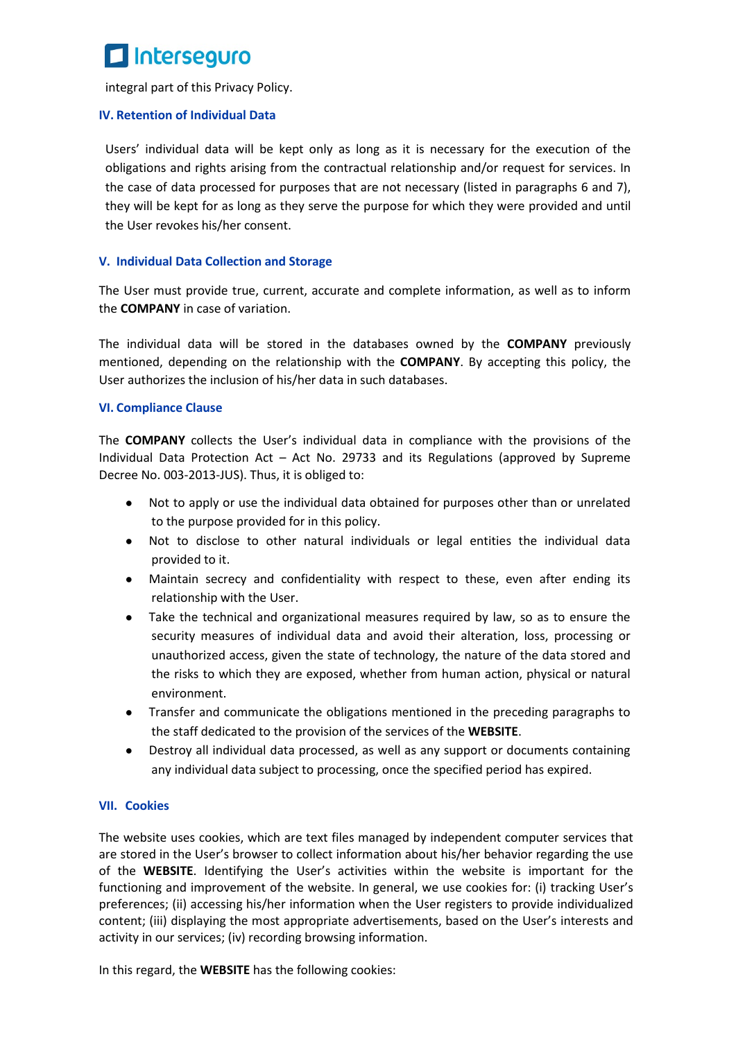integral part of this Privacy Policy.

### IV. Retention of Individual Data

Users' individual data will be kept only as long as it is necessary for the execution of the obligations and rights arising from the contractual relationship and/or request for services. In the case of data processed for purposes that are not necessary (listed in paragraphs 6 and 7), they will be kept for as long as they serve the purpose for which they were provided and until the User revokes his/her consent.

### V. Individual Data Collection and Storage

The User must provide true, current, accurate and complete information, as well as to inform the **COMPANY** in case of variation.

The individual data will be stored in the databases owned by the **COMPANY** previously mentioned, depending on the relationship with the **COMPANY**. By accepting this policy, the User authorizes the inclusion of his/her data in such databases.

### VI. Compliance Clause

The **COMPANY** collects the User's individual data in compliance with the provisions of the Individual Data Protection Act – Act No. 29733 and its Regulations (approved by Supreme Decree No. 003-2013-JUS). Thus, it is obliged to:

- Not to apply or use the individual data obtained for purposes other than or unrelated to the purpose provided for in this policy.
- Not to disclose to other natural individuals or legal entities the individual data provided to it.
- Maintain secrecy and confidentiality with respect to these, even after ending its relationship with the User.
- Take the technical and organizational measures required by law, so as to ensure the security measures of individual data and avoid their alteration, loss, processing or unauthorized access, given the state of technology, the nature of the data stored and the risks to which they are exposed, whether from human action, physical or natural environment.
- Transfer and communicate the obligations mentioned in the preceding paragraphs to the staff dedicated to the provision of the services of the **WEBSITE**.
- Destroy all individual data processed, as well as any support or documents containing any individual data subject to processing, once the specified period has expired.

### VII. Cookies

The website uses cookies, which are text files managed by independent computer services that are stored in the User's browser to collect information about his/her behavior regarding the use of the **WEBSITE**. Identifying the User's activities within the website is important for the functioning and improvement of the website. In general, we use cookies for: (i) tracking User's preferences; (ii) accessing his/her information when the User registers to provide individualized content; (iii) displaying the most appropriate advertisements, based on the User's interests and activity in our services; (iv) recording browsing information.

In this regard, the **WEBSITE** has the following cookies: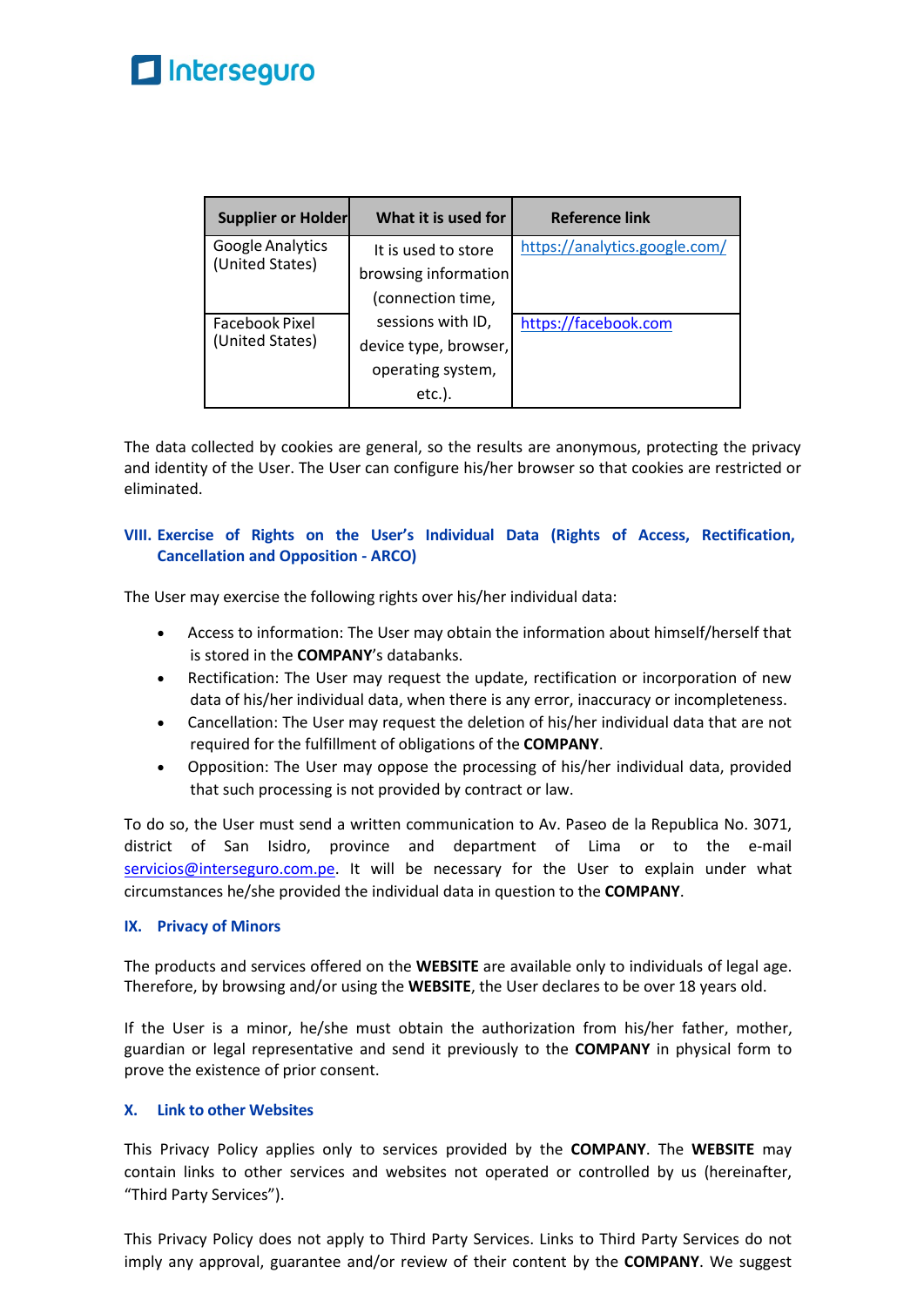| Supplier or Holder | What it is used for | Reference link |
|---|---|---|
| Google Analytics (United States) | It is used to store browsing information (connection time, sessions with ID, device type, browser, operating system, etc.). | https://analytics.google.com/ |
| Facebook Pixel (United States) | | https://facebook.com |

The data collected by cookies are general, so the results are anonymous, protecting the privacy and identity of the User. The User can configure his/her browser so that cookies are restricted or eliminated.

## VIII. Exercise of Rights on the User's Individual Data (Rights of Access, Rectification, Cancellation and Opposition - ARCO)

The User may exercise the following rights over his/her individual data:

- Access to information: The User may obtain the information about himself/herself that is stored in the **COMPANY**'s databanks.
- Rectification: The User may request the update, rectification or incorporation of new data of his/her individual data, when there is any error, inaccuracy or incompleteness.
- Cancellation: The User may request the deletion of his/her individual data that are not required for the fulfillment of obligations of the **COMPANY**.
- Opposition: The User may oppose the processing of his/her individual data, provided that such processing is not provided by contract or law.

To do so, the User must send a written communication to Av. Paseo de la Republica No. 3071, district of San Isidro, province and department of Lima or to the e-mail servicios@interseguro.com.pe. It will be necessary for the User to explain under what circumstances he/she provided the individual data in question to the **COMPANY**.

## IX. Privacy of Minors

The products and services offered on the **WEBSITE** are available only to individuals of legal age. Therefore, by browsing and/or using the **WEBSITE**, the User declares to be over 18 years old.

If the User is a minor, he/she must obtain the authorization from his/her father, mother, guardian or legal representative and send it previously to the **COMPANY** in physical form to prove the existence of prior consent.

## X. Link to other Websites

This Privacy Policy applies only to services provided by the **COMPANY**. The **WEBSITE** may contain links to other services and websites not operated or controlled by us (hereinafter, "Third Party Services").

This Privacy Policy does not apply to Third Party Services. Links to Third Party Services do not imply any approval, guarantee and/or review of their content by the **COMPANY**. We suggest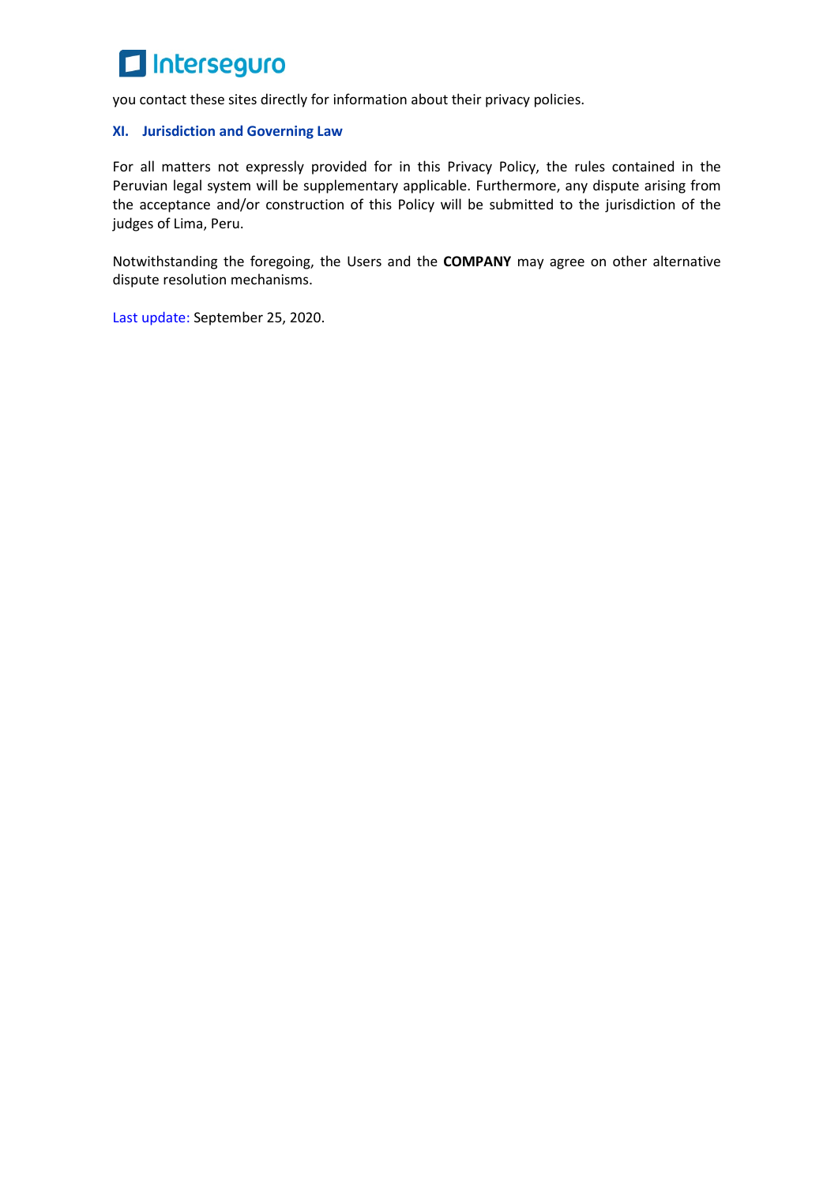you contact these sites directly for information about their privacy policies.

## XI. Jurisdiction and Governing Law

For all matters not expressly provided for in this Privacy Policy, the rules contained in the Peruvian legal system will be supplementary applicable. Furthermore, any dispute arising from the acceptance and/or construction of this Policy will be submitted to the jurisdiction of the judges of Lima, Peru.

Notwithstanding the foregoing, the Users and the **COMPANY** may agree on other alternative dispute resolution mechanisms.

Last update: September 25, 2020.